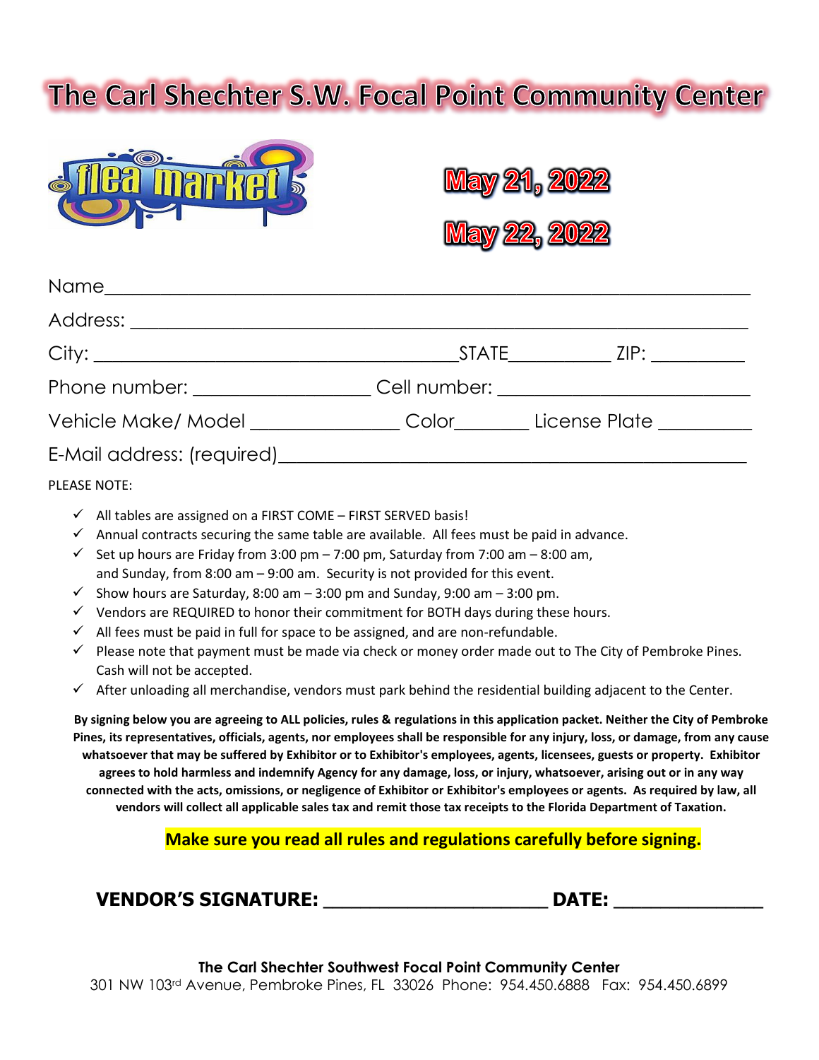# The Carl Shechter S.W. Focal Point Community Center

flea market

**May 21, 2022**

**May 22, 2022**

Name_______________________________________________________________

Address: ____________________________________________________________

City: _____________________________________STATE__________ ZIP: _________

Phone number: _________________ Cell number: _________________________

Vehicle Make/ Model ______________ Color_______ License Plate _________

E-Mail address: (required)_____________________________________________

PLEASE NOTE:

- ✓ All tables are assigned on a FIRST COME – FIRST SERVED basis!
- ✓ Annual contracts securing the same table are available. All fees must be paid in advance.
- ✓ Set up hours are Friday from 3:00 pm – 7:00 pm, Saturday from 7:00 am – 8:00 am, and Sunday, from 8:00 am – 9:00 am. Security is not provided for this event.
- ✓ Show hours are Saturday, 8:00 am – 3:00 pm and Sunday, 9:00 am – 3:00 pm.
- ✓ Vendors are REQUIRED to honor their commitment for BOTH days during these hours.
- ✓ All fees must be paid in full for space to be assigned, and are non-refundable.
- ✓ Please note that payment must be made via check or money order made out to The City of Pembroke Pines. Cash will not be accepted.
- ✓ After unloading all merchandise, vendors must park behind the residential building adjacent to the Center.

**By signing below you are agreeing to ALL policies, rules & regulations in this application packet. Neither the City of Pembroke Pines, its representatives, officials, agents, nor employees shall be responsible for any injury, loss, or damage, from any cause whatsoever that may be suffered by Exhibitor or to Exhibitor's employees, agents, licensees, guests or property. Exhibitor agrees to hold harmless and indemnify Agency for any damage, loss, or injury, whatsoever, arising out or in any way connected with the acts, omissions, or negligence of Exhibitor or Exhibitor's employees or agents. As required by law, all vendors will collect all applicable sales tax and remit those tax receipts to the Florida Department of Taxation.**

**Make sure you read all rules and regulations carefully before signing.**

**VENDOR'S SIGNATURE: ____________________ DATE: _____________**

**The Carl Shechter Southwest Focal Point Community Center**
301 NW 103rd Avenue, Pembroke Pines, FL 33026 Phone: 954.450.6888 Fax: 954.450.6899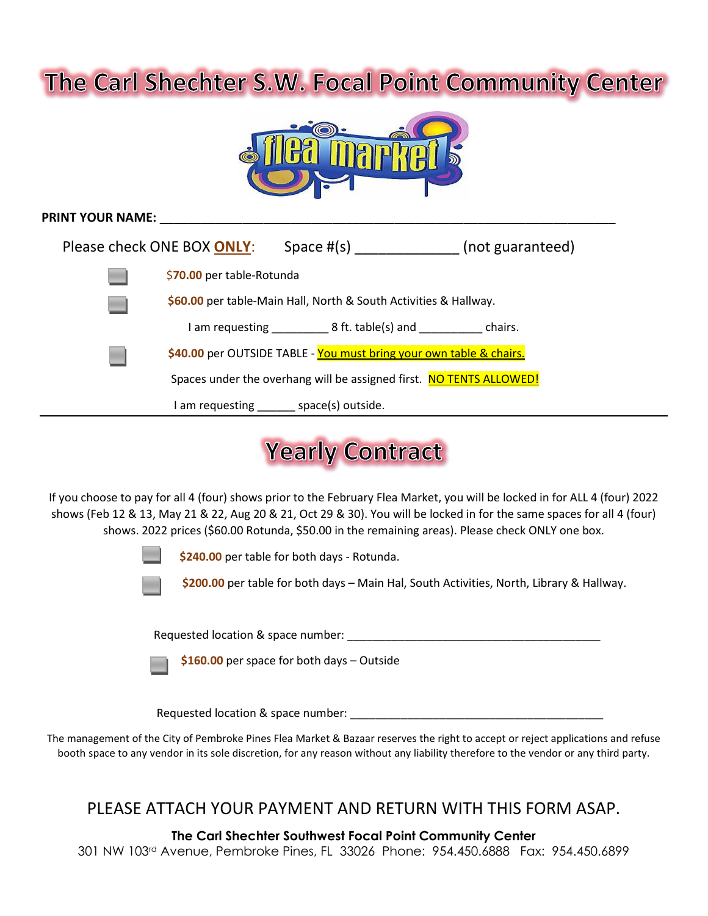# The Carl Shechter S.W. Focal Point Community Center

**flea market**

**PRINT YOUR NAME:** ______________________________________________________________________

Please check ONE BOX **ONLY**: Space #(s) _____________ (not guaranteed)

- ☐ **$70.00** per table-Rotunda
- ☐ **$60.00** per table-Main Hall, North & South Activities & Hallway.

  I am requesting _________ 8 ft. table(s) and __________ chairs.

- ☐ **$40.00** per OUTSIDE TABLE - You must bring your own table & chairs.

  Spaces under the overhang will be assigned first. NO TENTS ALLOWED!

  I am requesting ______ space(s) outside.

---

## Yearly Contract

If you choose to pay for all 4 (four) shows prior to the February Flea Market, you will be locked in for ALL 4 (four) 2022 shows (Feb 12 & 13, May 21 & 22, Aug 20 & 21, Oct 29 & 30). You will be locked in for the same spaces for all 4 (four) shows. 2022 prices ($60.00 Rotunda, $50.00 in the remaining areas). Please check ONLY one box.

- ☐ **$240.00** per table for both days - Rotunda.
- ☐ **$200.00** per table for both days – Main Hal, South Activities, North, Library & Hallway.

Requested location & space number: __________________________________________

- ☐ **$160.00** per space for both days – Outside

Requested location & space number: __________________________________________

The management of the City of Pembroke Pines Flea Market & Bazaar reserves the right to accept or reject applications and refuse booth space to any vendor in its sole discretion, for any reason without any liability therefore to the vendor or any third party.

PLEASE ATTACH YOUR PAYMENT AND RETURN WITH THIS FORM ASAP.

**The Carl Shechter Southwest Focal Point Community Center**

301 NW 103rd Avenue, Pembroke Pines, FL 33026 Phone: 954.450.6888 Fax: 954.450.6899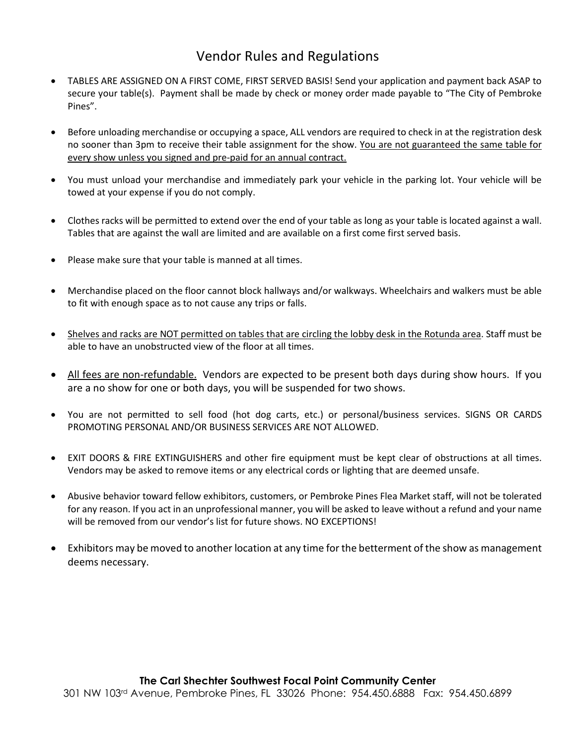# Vendor Rules and Regulations

- TABLES ARE ASSIGNED ON A FIRST COME, FIRST SERVED BASIS! Send your application and payment back ASAP to secure your table(s). Payment shall be made by check or money order made payable to "The City of Pembroke Pines".
- Before unloading merchandise or occupying a space, ALL vendors are required to check in at the registration desk no sooner than 3pm to receive their table assignment for the show. <u>You are not guaranteed the same table for every show unless you signed and pre-paid for an annual contract.</u>
- You must unload your merchandise and immediately park your vehicle in the parking lot. Your vehicle will be towed at your expense if you do not comply.
- Clothes racks will be permitted to extend over the end of your table as long as your table is located against a wall. Tables that are against the wall are limited and are available on a first come first served basis.
- Please make sure that your table is manned at all times.
- Merchandise placed on the floor cannot block hallways and/or walkways. Wheelchairs and walkers must be able to fit with enough space as to not cause any trips or falls.
- <u>Shelves and racks are NOT permitted on tables that are circling the lobby desk in the Rotunda area</u>. Staff must be able to have an unobstructed view of the floor at all times.
- <u>All fees are non-refundable.</u> Vendors are expected to be present both days during show hours. If you are a no show for one or both days, you will be suspended for two shows.
- You are not permitted to sell food (hot dog carts, etc.) or personal/business services. SIGNS OR CARDS PROMOTING PERSONAL AND/OR BUSINESS SERVICES ARE NOT ALLOWED.
- EXIT DOORS & FIRE EXTINGUISHERS and other fire equipment must be kept clear of obstructions at all times. Vendors may be asked to remove items or any electrical cords or lighting that are deemed unsafe.
- Abusive behavior toward fellow exhibitors, customers, or Pembroke Pines Flea Market staff, will not be tolerated for any reason. If you act in an unprofessional manner, you will be asked to leave without a refund and your name will be removed from our vendor's list for future shows. NO EXCEPTIONS!
- Exhibitors may be moved to another location at any time for the betterment of the show as management deems necessary.

**The Carl Shechter Southwest Focal Point Community Center**
301 NW 103rd Avenue, Pembroke Pines, FL 33026 Phone: 954.450.6888 Fax: 954.450.6899